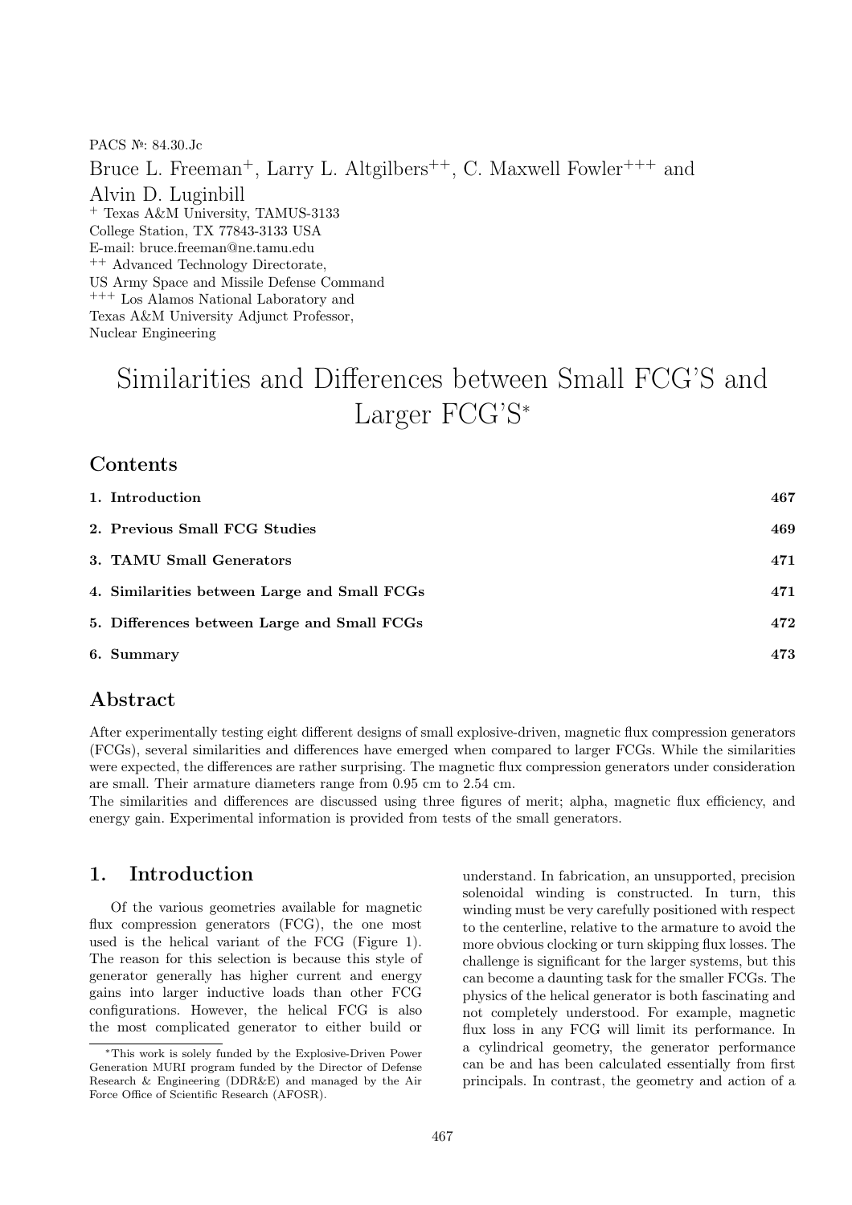PACS №: 84.30.Jc

Bruce L. Freeman[+], Larry L. Altgilbers[++], C. Maxwell Fowler[+++] and Alvin D. Luginbill

[+] Texas A&M University, TAMUS-3133
College Station, TX 77843-3133 USA
E-mail: bruce.freeman@ne.tamu.edu
[++] Advanced Technology Directorate,
US Army Space and Missile Defense Command
[+++] Los Alamos National Laboratory and
Texas A&M University Adjunct Professor,
Nuclear Engineering

# Similarities and Differences between Small FCG'S and Larger FCG'S*

## Contents

| | |
|---|---|
| **1. Introduction** | **467** |
| **2. Previous Small FCG Studies** | **469** |
| **3. TAMU Small Generators** | **471** |
| **4. Similarities between Large and Small FCGs** | **471** |
| **5. Differences between Large and Small FCGs** | **472** |
| **6. Summary** | **473** |

## Abstract

After experimentally testing eight different designs of small explosive-driven, magnetic flux compression generators (FCGs), several similarities and differences have emerged when compared to larger FCGs. While the similarities were expected, the differences are rather surprising. The magnetic flux compression generators under consideration are small. Their armature diameters range from 0.95 cm to 2.54 cm.

The similarities and differences are discussed using three figures of merit; alpha, magnetic flux efficiency, and energy gain. Experimental information is provided from tests of the small generators.

## 1. Introduction

Of the various geometries available for magnetic flux compression generators (FCG), the one most used is the helical variant of the FCG (Figure 1). The reason for this selection is because this style of generator generally has higher current and energy gains into larger inductive loads than other FCG configurations. However, the helical FCG is also the most complicated generator to either build or understand. In fabrication, an unsupported, precision solenoidal winding is constructed. In turn, this winding must be very carefully positioned with respect to the centerline, relative to the armature to avoid the more obvious clocking or turn skipping flux losses. The challenge is significant for the larger systems, but this can become a daunting task for the smaller FCGs. The physics of the helical generator is both fascinating and not completely understood. For example, magnetic flux loss in any FCG will limit its performance. In a cylindrical geometry, the generator performance can be and has been calculated essentially from first principals. In contrast, the geometry and action of a

*This work is solely funded by the Explosive-Driven Power Generation MURI program funded by the Director of Defense Research & Engineering (DDR&E) and managed by the Air Force Office of Scientific Research (AFOSR).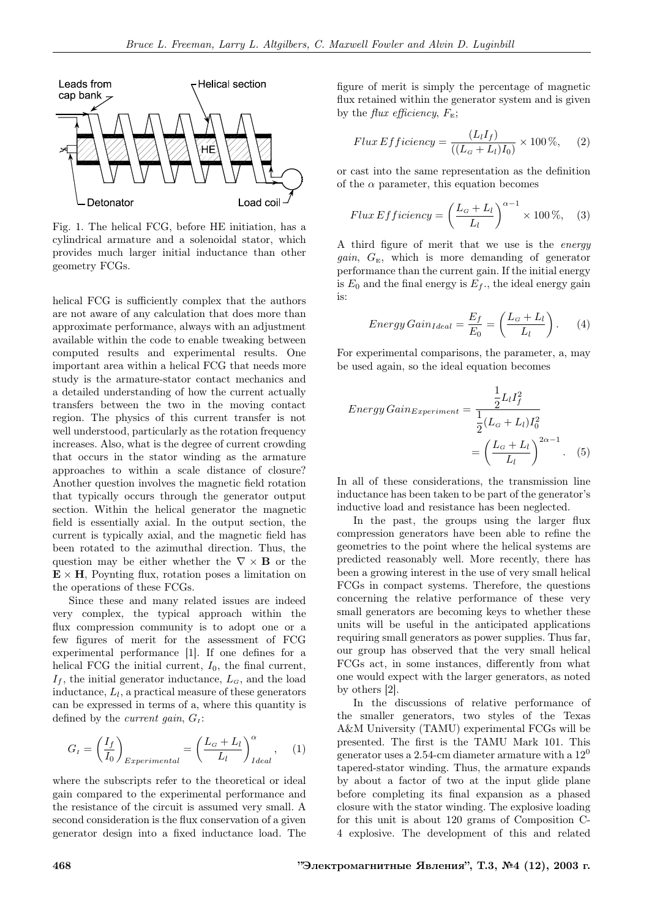Fig. 1. The helical FCG, before HE initiation, has a cylindrical armature and a solenoidal stator, which provides much larger initial inductance than other geometry FCGs.

helical FCG is sufficiently complex that the authors are not aware of any calculation that does more than approximate performance, always with an adjustment available within the code to enable tweaking between computed results and experimental results. One important area within a helical FCG that needs more study is the armature-stator contact mechanics and a detailed understanding of how the current actually transfers between the two in the moving contact region. The physics of this current transfer is not well understood, particularly as the rotation frequency increases. Also, what is the degree of current crowding that occurs in the stator winding as the armature approaches to within a scale distance of closure? Another question involves the magnetic field rotation that typically occurs through the generator output section. Within the helical generator the magnetic field is essentially axial. In the output section, the current is typically axial, and the magnetic field has been rotated to the azimuthal direction. Thus, the question may be either whether the $\nabla \times \mathbf{B}$ or the $\mathbf{E} \times \mathbf{H}$, Poynting flux, rotation poses a limitation on the operations of these FCGs.

Since these and many related issues are indeed very complex, the typical approach within the flux compression community is to adopt one or a few figures of merit for the assessment of FCG experimental performance [1]. If one defines for a helical FCG the initial current, $I_0$, the final current, $I_f$, the initial generator inductance, $L_G$, and the load inductance, $L_l$, a practical measure of these generators can be expressed in terms of a, where this quantity is defined by the *current gain*, $G_I$:

$$G_I = \left(\frac{I_f}{I_0}\right)_{Experimental} = \left(\frac{L_G + L_l}{L_l}\right)^{\alpha}_{Ideal}, \quad (1)$$

where the subscripts refer to the theoretical or ideal gain compared to the experimental performance and the resistance of the circuit is assumed very small. A second consideration is the flux conservation of a given generator design into a fixed inductance load. The figure of merit is simply the percentage of magnetic flux retained within the generator system and is given by the *flux efficiency*, $F_E$;

$$Flux\,Efficiency = \frac{(L_l I_f)}{((L_G + L_l) I_0)} \times 100\,\%, \quad (2)$$

or cast into the same representation as the definition of the $\alpha$ parameter, this equation becomes

$$Flux\,Efficiency = \left(\frac{L_G + L_l}{L_l}\right)^{\alpha - 1} \times 100\,\%, \quad (3)$$

A third figure of merit that we use is the *energy gain*, $G_E$, which is more demanding of generator performance than the current gain. If the initial energy is $E_0$ and the final energy is $E_f$., the ideal energy gain is:

$$Energy\,Gain_{Ideal} = \frac{E_f}{E_0} = \left(\frac{L_G + L_l}{L_l}\right). \quad (4)$$

For experimental comparisons, the parameter, a, may be used again, so the ideal equation becomes

$$Energy\,Gain_{Experiment} = \frac{\frac{1}{2} L_l I_f^2}{\frac{1}{2}(L_G + L_l) I_0^2} = \left(\frac{L_G + L_l}{L_l}\right)^{2\alpha - 1}. \quad (5)$$

In all of these considerations, the transmission line inductance has been taken to be part of the generator's inductive load and resistance has been neglected.

In the past, the groups using the larger flux compression generators have been able to refine the geometries to the point where the helical systems are predicted reasonably well. More recently, there has been a growing interest in the use of very small helical FCGs in compact systems. Therefore, the questions concerning the relative performance of these very small generators are becoming keys to whether these units will be useful in the anticipated applications requiring small generators as power supplies. Thus far, our group has observed that the very small helical FCGs act, in some instances, differently from what one would expect with the larger generators, as noted by others [2].

In the discussions of relative performance of the smaller generators, two styles of the Texas A&M University (TAMU) experimental FCGs will be presented. The first is the TAMU Mark 101. This generator uses a 2.54-cm diameter armature with a $12^0$ tapered-stator winding. Thus, the armature expands by about a factor of two at the input glide plane before completing its final expansion as a phased closure with the stator winding. The explosive loading for this unit is about 120 grams of Composition C-4 explosive. The development of this and related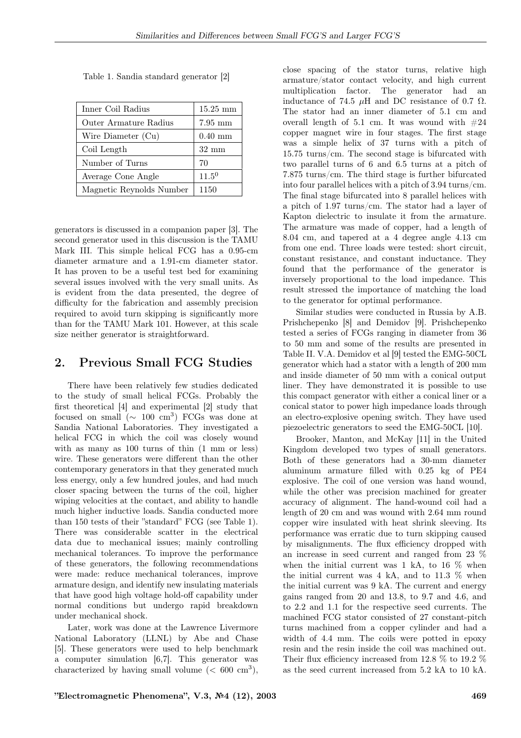Table 1. Sandia standard generator [2]

| Inner Coil Radius | 15.25 mm |
|---|---|
| Outer Armature Radius | 7.95 mm |
| Wire Diameter (Cu) | 0.40 mm |
| Coil Length | 32 mm |
| Number of Turns | 70 |
| Average Cone Angle | $11.5^0$ |
| Magnetic Reynolds Number | 1150 |

generators is discussed in a companion paper [3]. The second generator used in this discussion is the TAMU Mark III. This simple helical FCG has a 0.95-cm diameter armature and a 1.91-cm diameter stator. It has proven to be a useful test bed for examining several issues involved with the very small units. As is evident from the data presented, the degree of difficulty for the fabrication and assembly precision required to avoid turn skipping is significantly more than for the TAMU Mark 101. However, at this scale size neither generator is straightforward.

## 2. Previous Small FCG Studies

There have been relatively few studies dedicated to the study of small helical FCGs. Probably the first theoretical [4] and experimental [2] study that focused on small ($\sim$ 100 cm$^3$) FCGs was done at Sandia National Laboratories. They investigated a helical FCG in which the coil was closely wound with as many as 100 turns of thin (1 mm or less) wire. These generators were different than the other contemporary generators in that they generated much less energy, only a few hundred joules, and had much closer spacing between the turns of the coil, higher wiping velocities at the contact, and ability to handle much higher inductive loads. Sandia conducted more than 150 tests of their "standard" FCG (see Table 1). There was considerable scatter in the electrical data due to mechanical issues; mainly controlling mechanical tolerances. To improve the performance of these generators, the following recommendations were made: reduce mechanical tolerances, improve armature design, and identify new insulating materials that have good high voltage hold-off capability under normal conditions but undergo rapid breakdown under mechanical shock.

Later, work was done at the Lawrence Livermore National Laboratory (LLNL) by Abe and Chase [5]. These generators were used to help benchmark a computer simulation [6,7]. This generator was characterized by having small volume ($<$ 600 cm$^3$), close spacing of the stator turns, relative high armature/stator contact velocity, and high current multiplication factor. The generator had an inductance of 74.5 $\mu$H and DC resistance of 0.7 $\Omega$. The stator had an inner diameter of 5.1 cm and overall length of 5.1 cm. It was wound with #24 copper magnet wire in four stages. The first stage was a simple helix of 37 turns with a pitch of 15.75 turns/cm. The second stage is bifurcated with two parallel turns of 6 and 6.5 turns at a pitch of 7.875 turns/cm. The third stage is further bifurcated into four parallel helices with a pitch of 3.94 turns/cm. The final stage bifurcated into 8 parallel helices with a pitch of 1.97 turns/cm. The stator had a layer of Kapton dielectric to insulate it from the armature. The armature was made of copper, had a length of 8.04 cm, and tapered at a 4 degree angle 4.13 cm from one end. Three loads were tested: short circuit, constant resistance, and constant inductance. They found that the performance of the generator is inversely proportional to the load impedance. This result stressed the importance of matching the load to the generator for optimal performance.

Similar studies were conducted in Russia by A.B. Prishchepenko [8] and Demidov [9]. Prishchepenko tested a series of FCGs ranging in diameter from 36 to 50 mm and some of the results are presented in Table II. V.A. Demidov et al [9] tested the EMG-50CL generator which had a stator with a length of 200 mm and inside diameter of 50 mm with a conical output liner. They have demonstrated it is possible to use this compact generator with either a conical liner or a conical stator to power high impedance loads through an electro-explosive opening switch. They have used piezoelectric generators to seed the EMG-50CL [10].

Brooker, Manton, and McKay [11] in the United Kingdom developed two types of small generators. Both of these generators had a 30-mm diameter aluminum armature filled with 0.25 kg of PE4 explosive. The coil of one version was hand wound, while the other was precision machined for greater accuracy of alignment. The hand-wound coil had a length of 20 cm and was wound with 2.64 mm round copper wire insulated with heat shrink sleeving. Its performance was erratic due to turn skipping caused by misalignments. The flux efficiency dropped with an increase in seed current and ranged from 23 % when the initial current was 1 kA, to 16 % when the initial current was 4 kA, and to 11.3 % when the initial current was 9 kA. The current and energy gains ranged from 20 and 13.8, to 9.7 and 4.6, and to 2.2 and 1.1 for the respective seed currents. The machined FCG stator consisted of 27 constant-pitch turns machined from a copper cylinder and had a width of 4.4 mm. The coils were potted in epoxy resin and the resin inside the coil was machined out. Their flux efficiency increased from 12.8 % to 19.2 % as the seed current increased from 5.2 kA to 10 kA.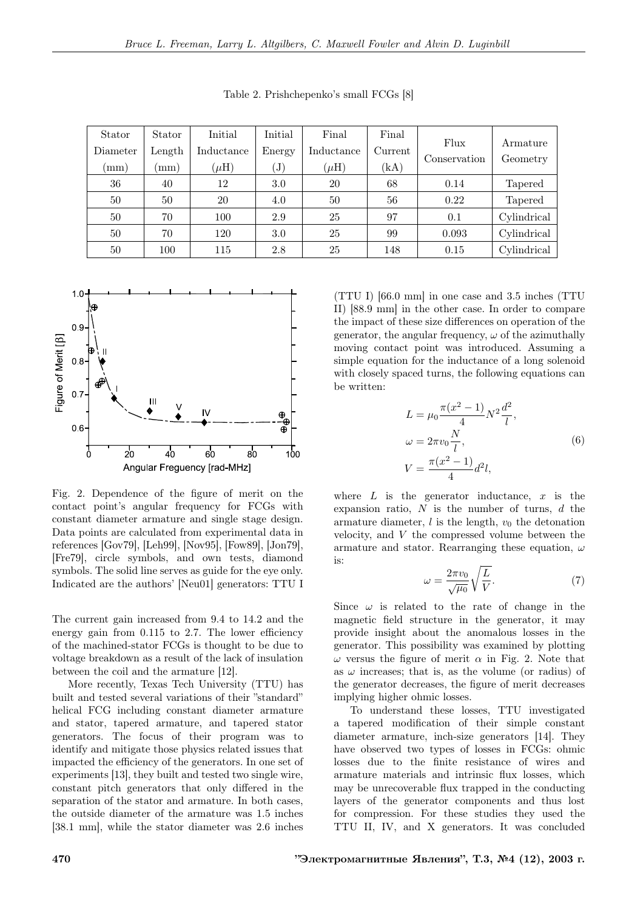Table 2. Prishchepenko's small FCGs [8]

| Stator Diameter (mm) | Stator Length (mm) | Initial Inductance ($\mu$H) | Initial Energy (J) | Final Inductance ($\mu$H) | Final Current (kA) | Flux Conservation | Armature Geometry |
|---|---|---|---|---|---|---|---|
| 36 | 40 | 12 | 3.0 | 20 | 68 | 0.14 | Tapered |
| 50 | 50 | 20 | 4.0 | 50 | 56 | 0.22 | Tapered |
| 50 | 70 | 100 | 2.9 | 25 | 97 | 0.1 | Cylindrical |
| 50 | 70 | 120 | 3.0 | 25 | 99 | 0.093 | Cylindrical |
| 50 | 100 | 115 | 2.8 | 25 | 148 | 0.15 | Cylindrical |

Fig. 2. Dependence of the figure of merit on the contact point's angular frequency for FCGs with constant diameter armature and single stage design. Data points are calculated from experimental data in references [Gov79], [Leh99], [Nov95], [Fow89], [Jon79], [Fre79], circle symbols, and own tests, diamond symbols. The solid line serves as guide for the eye only. Indicated are the authors' [Neu01] generators: TTU I

The current gain increased from 9.4 to 14.2 and the energy gain from 0.115 to 2.7. The lower efficiency of the machined-stator FCGs is thought to be due to voltage breakdown as a result of the lack of insulation between the coil and the armature [12].

More recently, Texas Tech University (TTU) has built and tested several variations of their "standard" helical FCG including constant diameter armature and stator, tapered armature, and tapered stator generators. The focus of their program was to identify and mitigate those physics related issues that impacted the efficiency of the generators. In one set of experiments [13], they built and tested two single wire, constant pitch generators that only differed in the separation of the stator and armature. In both cases, the outside diameter of the armature was 1.5 inches [38.1 mm], while the stator diameter was 2.6 inches (TTU I) [66.0 mm] in one case and 3.5 inches (TTU II) [88.9 mm] in the other case. In order to compare the impact of these size differences on operation of the generator, the angular frequency, $\omega$ of the azimuthally moving contact point was introduced. Assuming a simple equation for the inductance of a long solenoid with closely spaced turns, the following equations can be written:

$$
\begin{aligned}
L &= \mu_0 \frac{\pi(x^2-1)}{4} N^2 \frac{d^2}{l}, \\
\omega &= 2\pi v_0 \frac{N}{l}, \\
V &= \frac{\pi(x^2-1)}{4} d^2 l,
\end{aligned}
\tag{6}
$$

where $L$ is the generator inductance, $x$ is the expansion ratio, $N$ is the number of turns, $d$ the armature diameter, $l$ is the length, $v_0$ the detonation velocity, and $V$ the compressed volume between the armature and stator. Rearranging these equation, $\omega$ is:

$$
\omega = \frac{2\pi v_0}{\sqrt{\mu_0}} \sqrt{\frac{L}{V}}. \tag{7}
$$

Since $\omega$ is related to the rate of change in the magnetic field structure in the generator, it may provide insight about the anomalous losses in the generator. This possibility was examined by plotting $\omega$ versus the figure of merit $\alpha$ in Fig. 2. Note that as $\omega$ increases; that is, as the volume (or radius) of the generator decreases, the figure of merit decreases implying higher ohmic losses.

To understand these losses, TTU investigated a tapered modification of their simple constant diameter armature, inch-size generators [14]. They have observed two types of losses in FCGs: ohmic losses due to the finite resistance of wires and armature materials and intrinsic flux losses, which may be unrecoverable flux trapped in the conducting layers of the generator components and thus lost for compression. For these studies they used the TTU II, IV, and X generators. It was concluded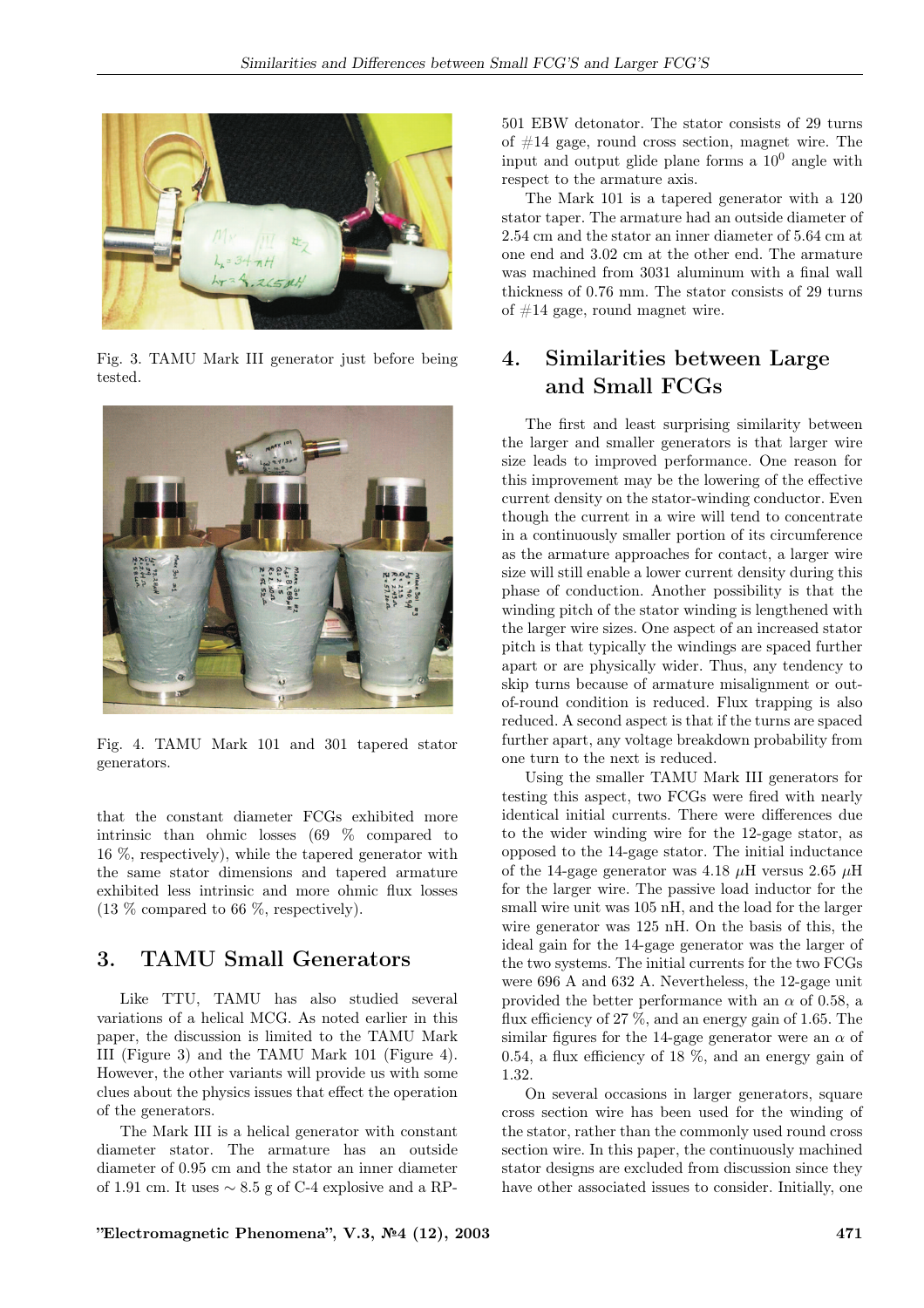Fig. 3. TAMU Mark III generator just before being tested.

Fig. 4. TAMU Mark 101 and 301 tapered stator generators.

that the constant diameter FCGs exhibited more intrinsic than ohmic losses (69 % compared to 16 %, respectively), while the tapered generator with the same stator dimensions and tapered armature exhibited less intrinsic and more ohmic flux losses (13 % compared to 66 %, respectively).

## 3. TAMU Small Generators

Like TTU, TAMU has also studied several variations of a helical MCG. As noted earlier in this paper, the discussion is limited to the TAMU Mark III (Figure 3) and the TAMU Mark 101 (Figure 4). However, the other variants will provide us with some clues about the physics issues that effect the operation of the generators.

The Mark III is a helical generator with constant diameter stator. The armature has an outside diameter of 0.95 cm and the stator an inner diameter of 1.91 cm. It uses $\sim 8.5$ g of C-4 explosive and a RP-501 EBW detonator. The stator consists of 29 turns of #14 gage, round cross section, magnet wire. The input and output glide plane forms a $10^0$ angle with respect to the armature axis.

The Mark 101 is a tapered generator with a 120 stator taper. The armature had an outside diameter of 2.54 cm and the stator an inner diameter of 5.64 cm at one end and 3.02 cm at the other end. The armature was machined from 3031 aluminum with a final wall thickness of 0.76 mm. The stator consists of 29 turns of #14 gage, round magnet wire.

## 4. Similarities between Large and Small FCGs

The first and least surprising similarity between the larger and smaller generators is that larger wire size leads to improved performance. One reason for this improvement may be the lowering of the effective current density on the stator-winding conductor. Even though the current in a wire will tend to concentrate in a continuously smaller portion of its circumference as the armature approaches for contact, a larger wire size will still enable a lower current density during this phase of conduction. Another possibility is that the winding pitch of the stator winding is lengthened with the larger wire sizes. One aspect of an increased stator pitch is that typically the windings are spaced further apart or are physically wider. Thus, any tendency to skip turns because of armature misalignment or out-of-round condition is reduced. Flux trapping is also reduced. A second aspect is that if the turns are spaced further apart, any voltage breakdown probability from one turn to the next is reduced.

Using the smaller TAMU Mark III generators for testing this aspect, two FCGs were fired with nearly identical initial currents. There were differences due to the wider winding wire for the 12-gage stator, as opposed to the 14-gage stator. The initial inductance of the 14-gage generator was 4.18 $\mu$H versus 2.65 $\mu$H for the larger wire. The passive load inductor for the small wire unit was 105 nH, and the load for the larger wire generator was 125 nH. On the basis of this, the ideal gain for the 14-gage generator was the larger of the two systems. The initial currents for the two FCGs were 696 A and 632 A. Nevertheless, the 12-gage unit provided the better performance with an $\alpha$ of 0.58, a flux efficiency of 27 %, and an energy gain of 1.65. The similar figures for the 14-gage generator were an $\alpha$ of 0.54, a flux efficiency of 18 %, and an energy gain of 1.32.

On several occasions in larger generators, square cross section wire has been used for the winding of the stator, rather than the commonly used round cross section wire. In this paper, the continuously machined stator designs are excluded from discussion since they have other associated issues to consider. Initially, one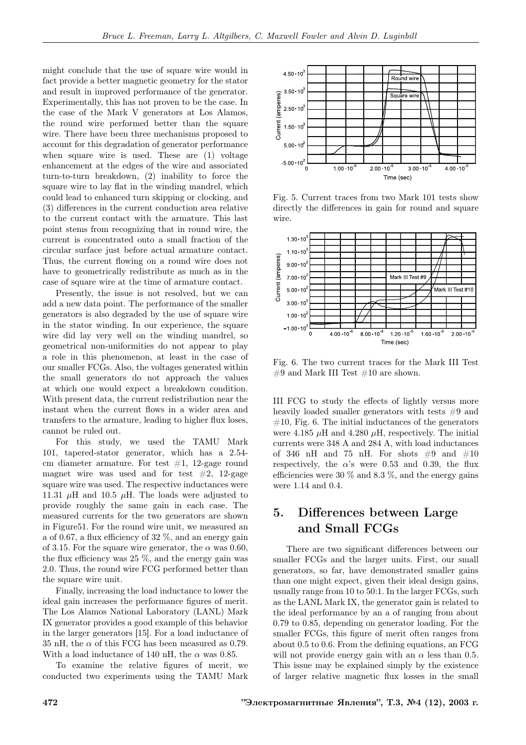might conclude that the use of square wire would in fact provide a better magnetic geometry for the stator and result in improved performance of the generator. Experimentally, this has not proven to be the case. In the case of the Mark V generators at Los Alamos, the round wire performed better than the square wire. There have been three mechanisms proposed to account for this degradation of generator performance when square wire is used. These are (1) voltage enhancement at the edges of the wire and associated turn-to-turn breakdown, (2) inability to force the square wire to lay flat in the winding mandrel, which could lead to enhanced turn skipping or clocking, and (3) differences in the current conduction area relative to the current contact with the armature. This last point stems from recognizing that in round wire, the current is concentrated onto a small fraction of the circular surface just before actual armature contact. Thus, the current flowing on a round wire does not have to geometrically redistribute as much as in the case of square wire at the time of armature contact.

Presently, the issue is not resolved, but we can add a new data point. The performance of the smaller generators is also degraded by the use of square wire in the stator winding. In our experience, the square wire did lay very well on the winding mandrel, so geometrical non-uniformities do not appear to play a role in this phenomenon, at least in the case of our smaller FCGs. Also, the voltages generated within the small generators do not approach the values at which one would expect a breakdown condition. With present data, the current redistribution near the instant when the current flows in a wider area and transfers to the armature, leading to higher flux loses, cannot be ruled out.

For this study, we used the TAMU Mark 101, tapered-stator generator, which has a 2.54-cm diameter armature. For test #1, 12-gage round magnet wire was used and for test #2, 12-gage square wire was used. The respective inductances were 11.31 $\mu$H and 10.5 $\mu$H. The loads were adjusted to provide roughly the same gain in each case. The measured currents for the two generators are shown in Figure51. For the round wire unit, we measured an a of 0.67, a flux efficiency of 32 %, and an energy gain of 3.15. For the square wire generator, the $\alpha$ was 0.60, the flux efficiency was 25 %, and the energy gain was 2.0. Thus, the round wire FCG performed better than the square wire unit.

Finally, increasing the load inductance to lower the ideal gain increases the performance figures of merit. The Los Alamos National Laboratory (LANL) Mark IX generator provides a good example of this behavior in the larger generators [15]. For a load inductance of 35 nH, the $\alpha$ of this FCG has been measured as 0.79. With a load inductance of 140 nH, the $\alpha$ was 0.85.

To examine the relative figures of merit, we conducted two experiments using the TAMU Mark III FCG to study the effects of lightly versus more heavily loaded smaller generators with tests #9 and #10, Fig. 6. The initial inductances of the generators were 4.185 $\mu$H and 4.280 $\mu$H, respectively. The initial currents were 348 A and 284 A, with load inductances of 346 nH and 75 nH. For shots #9 and #10 respectively, the $\alpha$'s were 0.53 and 0.39, the flux efficiencies were 30 % and 8.3 %, and the energy gains were 1.14 and 0.4.

Fig. 5. Current traces from two Mark 101 tests show directly the differences in gain for round and square wire.

Fig. 6. The two current traces for the Mark III Test #9 and Mark III Test #10 are shown.

## 5. Differences between Large and Small FCGs

There are two significant differences between our smaller FCGs and the larger units. First, our small generators, so far, have demonstrated smaller gains than one might expect, given their ideal design gains, usually range from 10 to 50:1. In the larger FCGs, such as the LANL Mark IX, the generator gain is related to the ideal performance by an a of ranging from about 0.79 to 0.85, depending on generator loading. For the smaller FCGs, this figure of merit often ranges from about 0.5 to 0.6. From the defining equations, an FCG will not provide energy gain with an $\alpha$ less than 0.5. This issue may be explained simply by the existence of larger relative magnetic flux losses in the small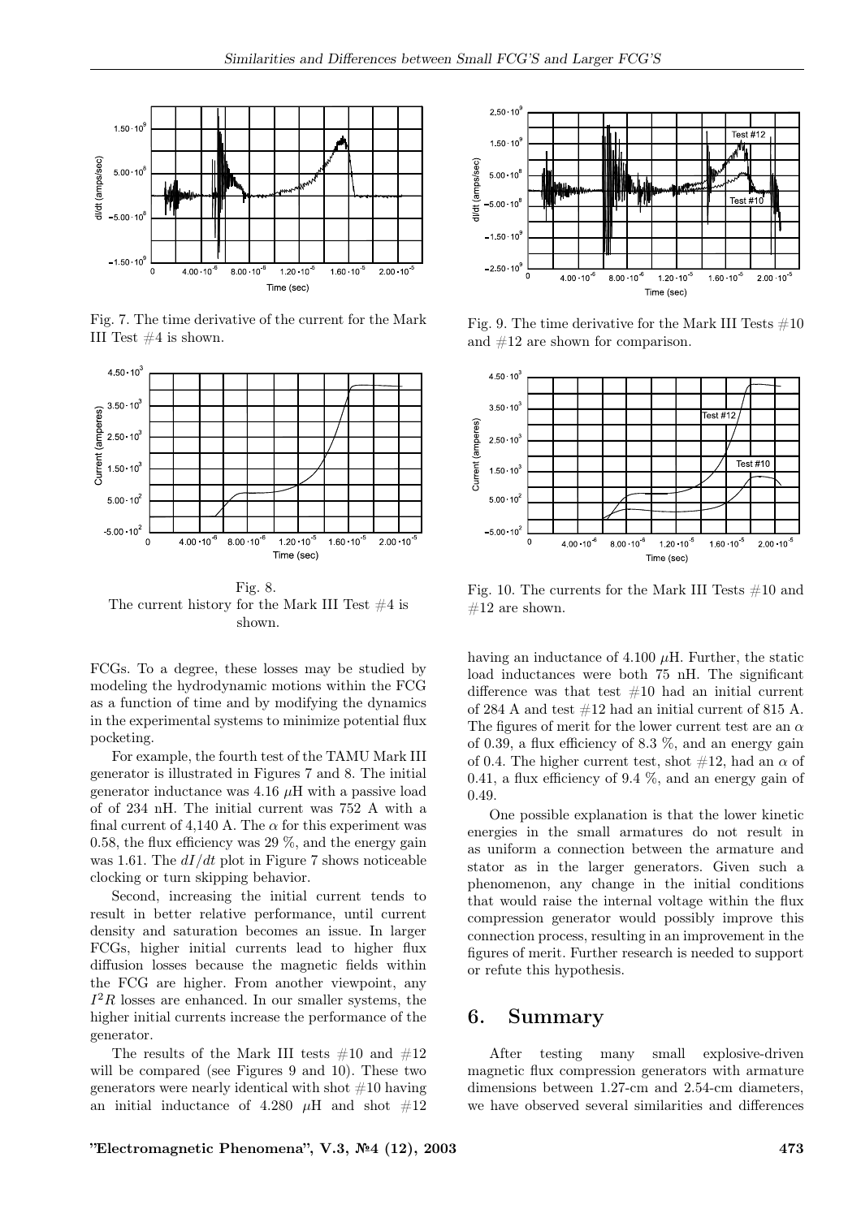Fig. 7. The time derivative of the current for the Mark III Test #4 is shown.

Fig. 8.
The current history for the Mark III Test #4 is shown.

FCGs. To a degree, these losses may be studied by modeling the hydrodynamic motions within the FCG as a function of time and by modifying the dynamics in the experimental systems to minimize potential flux pocketing.

For example, the fourth test of the TAMU Mark III generator is illustrated in Figures 7 and 8. The initial generator inductance was 4.16 $\mu$H with a passive load of of 234 nH. The initial current was 752 A with a final current of 4,140 A. The $\alpha$ for this experiment was 0.58, the flux efficiency was 29 %, and the energy gain was 1.61. The $dI/dt$ plot in Figure 7 shows noticeable clocking or turn skipping behavior.

Second, increasing the initial current tends to result in better relative performance, until current density and saturation becomes an issue. In larger FCGs, higher initial currents lead to higher flux diffusion losses because the magnetic fields within the FCG are higher. From another viewpoint, any $I^2R$ losses are enhanced. In our smaller systems, the higher initial currents increase the performance of the generator.

The results of the Mark III tests #10 and #12 will be compared (see Figures 9 and 10). These two generators were nearly identical with shot #10 having an initial inductance of 4.280 $\mu$H and shot #12 having an inductance of 4.100 $\mu$H. Further, the static load inductances were both 75 nH. The significant difference was that test #10 had an initial current of 284 A and test #12 had an initial current of 815 A. The figures of merit for the lower current test are an $\alpha$ of 0.39, a flux efficiency of 8.3 %, and an energy gain of 0.4. The higher current test, shot #12, had an $\alpha$ of 0.41, a flux efficiency of 9.4 %, and an energy gain of 0.49.

One possible explanation is that the lower kinetic energies in the small armatures do not result in as uniform a connection between the armature and stator as in the larger generators. Given such a phenomenon, any change in the initial conditions that would raise the internal voltage within the flux compression generator would possibly improve this connection process, resulting in an improvement in the figures of merit. Further research is needed to support or refute this hypothesis.

Fig. 9. The time derivative for the Mark III Tests #10 and #12 are shown for comparison.

Fig. 10. The currents for the Mark III Tests #10 and #12 are shown.

## 6. Summary

After testing many small explosive-driven magnetic flux compression generators with armature dimensions between 1.27-cm and 2.54-cm diameters, we have observed several similarities and differences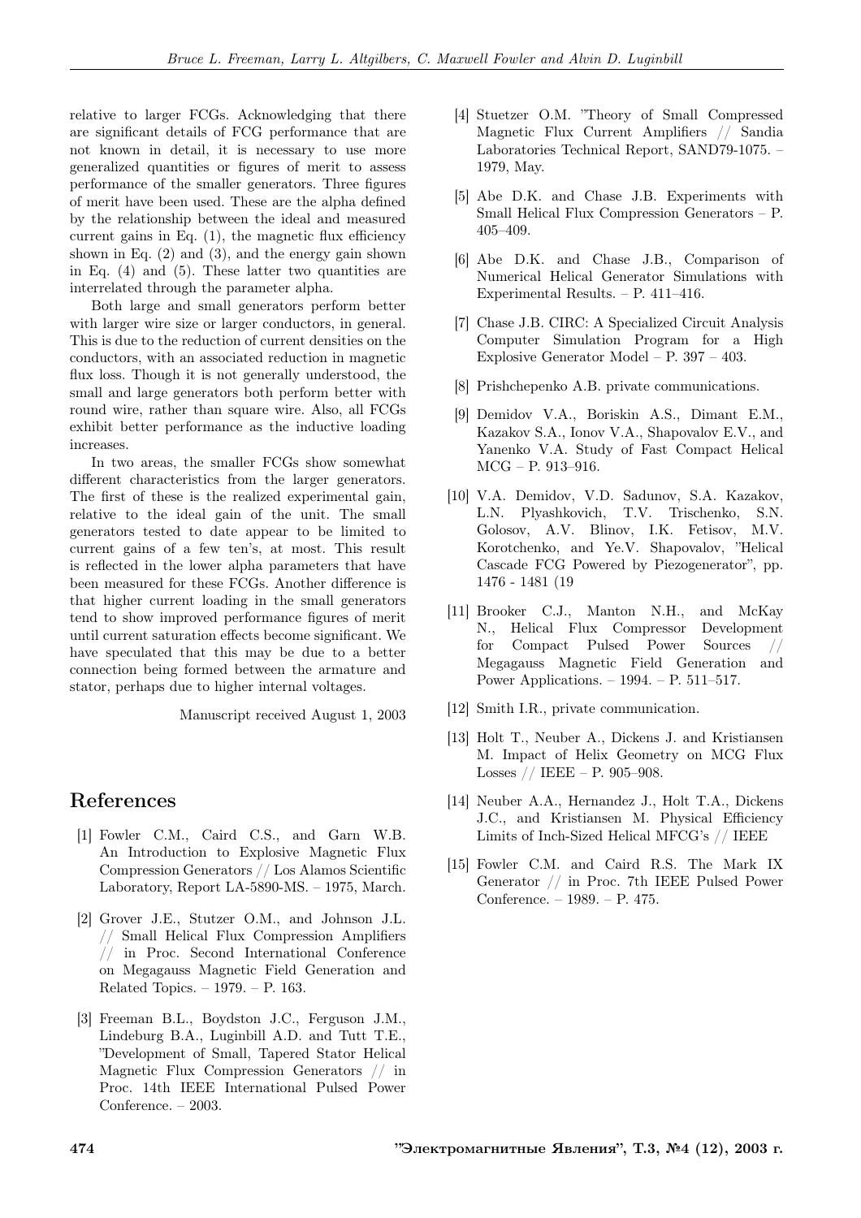relative to larger FCGs. Acknowledging that there are significant details of FCG performance that are not known in detail, it is necessary to use more generalized quantities or figures of merit to assess performance of the smaller generators. Three figures of merit have been used. These are the alpha defined by the relationship between the ideal and measured current gains in Eq. (1), the magnetic flux efficiency shown in Eq. (2) and (3), and the energy gain shown in Eq. (4) and (5). These latter two quantities are interrelated through the parameter alpha.

Both large and small generators perform better with larger wire size or larger conductors, in general. This is due to the reduction of current densities on the conductors, with an associated reduction in magnetic flux loss. Though it is not generally understood, the small and large generators both perform better with round wire, rather than square wire. Also, all FCGs exhibit better performance as the inductive loading increases.

In two areas, the smaller FCGs show somewhat different characteristics from the larger generators. The first of these is the realized experimental gain, relative to the ideal gain of the unit. The small generators tested to date appear to be limited to current gains of a few ten's, at most. This result is reflected in the lower alpha parameters that have been measured for these FCGs. Another difference is that higher current loading in the small generators tend to show improved performance figures of merit until current saturation effects become significant. We have speculated that this may be due to a better connection being formed between the armature and stator, perhaps due to higher internal voltages.

Manuscript received August 1, 2003

## References

[1] Fowler C.M., Caird C.S., and Garn W.B. An Introduction to Explosive Magnetic Flux Compression Generators // Los Alamos Scientific Laboratory, Report LA-5890-MS. – 1975, March.

[2] Grover J.E., Stutzer O.M., and Johnson J.L. // Small Helical Flux Compression Amplifiers // in Proc. Second International Conference on Megagauss Magnetic Field Generation and Related Topics. – 1979. – P. 163.

[3] Freeman B.L., Boydston J.C., Ferguson J.M., Lindeburg B.A., Luginbill A.D. and Tutt T.E., "Development of Small, Tapered Stator Helical Magnetic Flux Compression Generators // in Proc. 14th IEEE International Pulsed Power Conference. – 2003.

[4] Stuetzer O.M. "Theory of Small Compressed Magnetic Flux Current Amplifiers // Sandia Laboratories Technical Report, SAND79-1075. – 1979, May.

[5] Abe D.K. and Chase J.B. Experiments with Small Helical Flux Compression Generators – P. 405–409.

[6] Abe D.K. and Chase J.B., Comparison of Numerical Helical Generator Simulations with Experimental Results. – P. 411–416.

[7] Chase J.B. CIRC: A Specialized Circuit Analysis Computer Simulation Program for a High Explosive Generator Model – P. 397 – 403.

[8] Prishchepenko A.B. private communications.

[9] Demidov V.A., Boriskin A.S., Dimant E.M., Kazakov S.A., Ionov V.A., Shapovalov E.V., and Yanenko V.A. Study of Fast Compact Helical MCG – P. 913–916.

[10] V.A. Demidov, V.D. Sadunov, S.A. Kazakov, L.N. Plyashkovich, T.V. Trischenko, S.N. Golosov, A.V. Blinov, I.K. Fetisov, M.V. Korotchenko, and Ye.V. Shapovalov, "Helical Cascade FCG Powered by Piezogenerator", pp. 1476 - 1481 (19

[11] Brooker C.J., Manton N.H., and McKay N., Helical Flux Compressor Development for Compact Pulsed Power Sources // Megagauss Magnetic Field Generation and Power Applications. – 1994. – P. 511–517.

[12] Smith I.R., private communication.

[13] Holt T., Neuber A., Dickens J. and Kristiansen M. Impact of Helix Geometry on MCG Flux Losses // IEEE – P. 905–908.

[14] Neuber A.A., Hernandez J., Holt T.A., Dickens J.C., and Kristiansen M. Physical Efficiency Limits of Inch-Sized Helical MFCG's // IEEE

[15] Fowler C.M. and Caird R.S. The Mark IX Generator // in Proc. 7th IEEE Pulsed Power Conference. – 1989. – P. 475.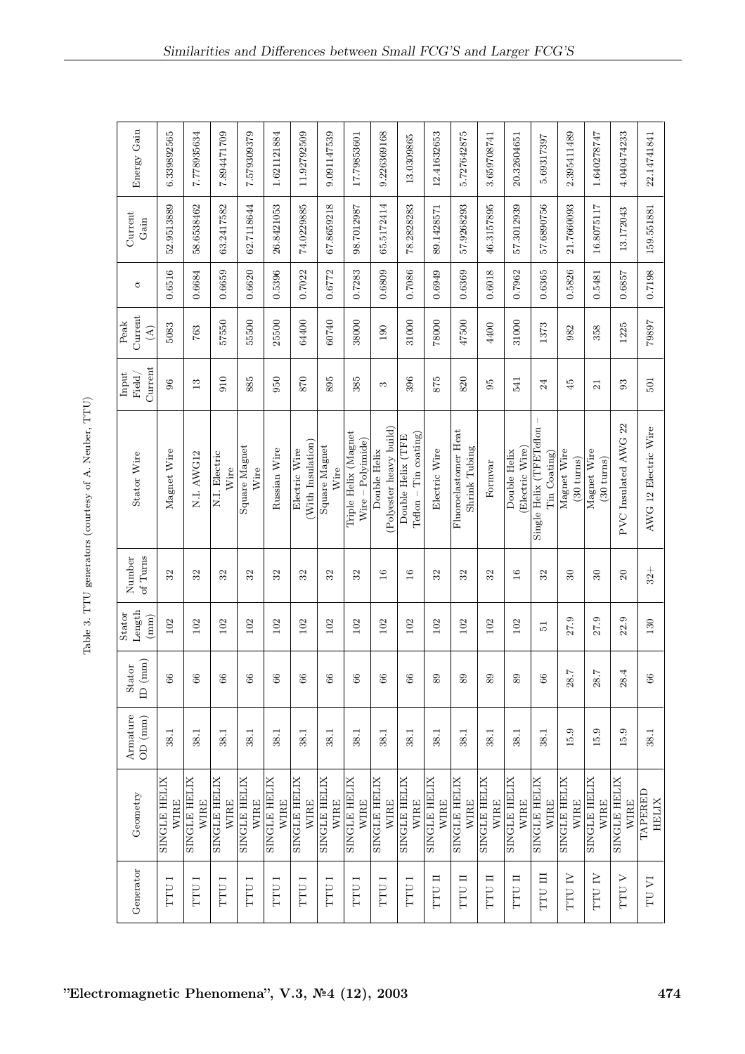Table 3. TTU generators (courtesy of A. Neuber, TTU)

| Generator | Geometry | Armature OD (mm) | Stator ID (mm) | Stator Length (mm) | Number of Turns | Stator Wire | Input Field/Current | Peak Current (A) | α | Current Gain | Energy Gain |
|---|---|---|---|---|---|---|---|---|---|---|---|
| TTU I | SINGLE HELIX WIRE | 38.1 | 66 | 102 | 32 | Magnet Wire | 96 | 5083 | 0.6516 | 52.9513889 | 6.339892565 |
| TTU I | SINGLE HELIX WIRE | 38.1 | 66 | 102 | 32 | N.I. AWG12 | 13 | 763 | 0.6684 | 58.6538462 | 7.778935634 |
| TTU I | SINGLE HELIX WIRE | 38.1 | 66 | 102 | 32 | N.I. Electric Wire | 910 | 57550 | 0.6659 | 63.2417582 | 7.894471709 |
| TTU I | SINGLE HELIX WIRE | 38.1 | 66 | 102 | 32 | Square Magnet Wire | 885 | 55500 | 0.6620 | 62.7118644 | 7.579309379 |
| TTU I | SINGLE HELIX WIRE | 38.1 | 66 | 102 | 32 | Russian Wire | 950 | 25500 | 0.5396 | 26.8421053 | 1.621121884 |
| TTU I | SINGLE HELIX WIRE | 38.1 | 66 | 102 | 32 | Electric Wire (With Insulation) | 870 | 64400 | 0.7022 | 74.0229885 | 11.92792509 |
| TTU I | SINGLE HELIX WIRE | 38.1 | 66 | 102 | 32 | Square Magnet Wire | 895 | 60740 | 0.6772 | 67.8659218 | 9.091147539 |
| TTU I | SINGLE HELIX WIRE | 38.1 | 66 | 102 | 32 | Triple Helix (Magnet Wire – Polyimide) | 385 | 38000 | 0.7283 | 98.7012987 | 17.79853601 |
| TTU I | SINGLE HELIX WIRE | 38.1 | 66 | 102 | 16 | Double Helix (Polyester heavy build) | 3 | 190 | 0.6809 | 65.5172414 | 9.226369168 |
| TTU I | SINGLE HELIX WIRE | 38.1 | 66 | 102 | 16 | Double Helix (TFE Teflon – Tin coating) | 396 | 31000 | 0.7086 | 78.2828283 | 13.0309865 |
| TTU II | SINGLE HELIX WIRE | 38.1 | 89 | 102 | 32 | Electric Wire | 875 | 78000 | 0.6949 | 89.1428571 | 12.41632653 |
| TTU II | SINGLE HELIX WIRE | 38.1 | 89 | 102 | 32 | Fluoroelastomer Heat Shrink Tubing | 820 | 47500 | 0.6369 | 57.9268293 | 5.727642875 |
| TTU II | SINGLE HELIX WIRE | 38.1 | 89 | 102 | 32 | Formvar | 95 | 4400 | 0.6018 | 46.3157895 | 3.659708741 |
| TTU II | SINGLE HELIX WIRE | 38.1 | 89 | 102 | 16 | Double Helix (Electric Wire) | 541 | 31000 | 0.7962 | 57.3012939 | 20.32604651 |
| TTU III | SINGLE HELIX WIRE | 38.1 | 66 | 51 | 32 | Single Helix (TFETeflon – Tin Coating) | 24 | 1373 | 0.6365 | 57.6890756 | 5.69317397 |
| TTU IV | SINGLE HELIX WIRE | 15.9 | 28.7 | 27.9 | 30 | Magnet Wire (30 turns) | 45 | 982 | 0.5826 | 21.7660093 | 2.395411489 |
| TTU IV | SINGLE HELIX WIRE | 15.9 | 28.7 | 27.9 | 30 | Magnet Wire (30 turns) | 21 | 358 | 0.5481 | 16.8075117 | 1.640278747 |
| TTU V | SINGLE HELIX WIRE | 15.9 | 28.4 | 22.9 | 20 | PVC Insulated AWG 22 | 93 | 1225 | 0.6857 | 13.172043 | 4.040474233 |
| TU VI | TAPERED HELIX | 38.1 | 66 | 130 | 32+ | AWG 12 Electric Wire | 501 | 79897 | 0.7198 | 159.551881 | 22.14741841 |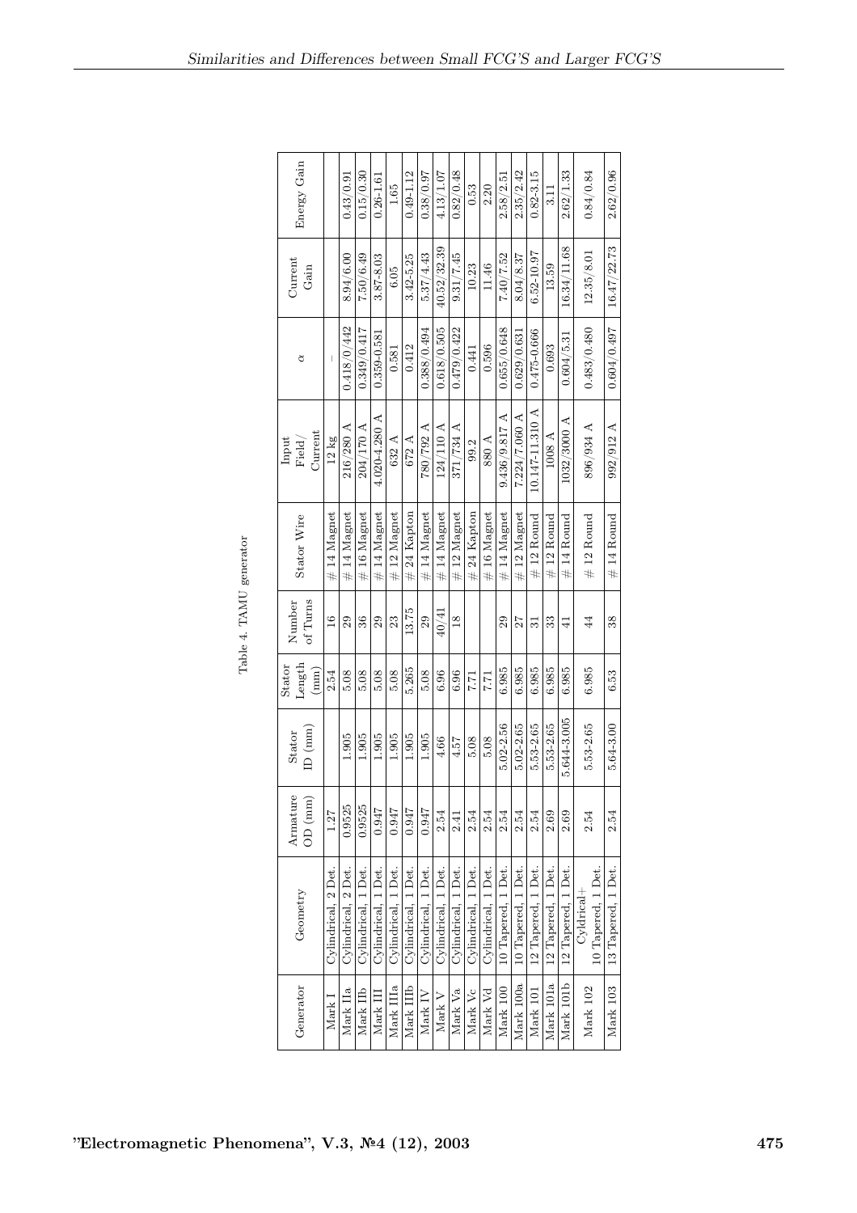Table 4. TAMU generator

| Generator | Geometry | Armature OD (mm) | Stator ID (mm) | Stator Length (mm) | Number of Turns | Stator Wire | Input Field/ Current | α | Current Gain | Energy Gain |
|---|---|---|---|---|---|---|---|---|---|---|
| Mark I | Cylindrical, 2 Det. | 1.27 | | 2.54 | 16 | # 14 Magnet | 12 kg | – | | |
| Mark IIa | Cylindrical, 2 Det. | 0.9525 | 1.905 | 5.08 | 29 | # 14 Magnet | 216/280 A | 0.418/0/442 | 8.94/6.00 | 0.43/0.91 |
| Mark IIb | Cylindrical, 1 Det. | 0.9525 | 1.905 | 5.08 | 36 | # 16 Magnet | 204/170 A | 0.349/0.417 | 7.50/6.49 | 0.15/0.30 |
| Mark III | Cylindrical, 1 Det. | 0.947 | 1.905 | 5.08 | 29 | # 14 Magnet | 4.020-4.280 A | 0.359-0.581 | 3.87-8.03 | 0.26-1.61 |
| Mark IIIa | Cylindrical, 1 Det. | 0.947 | 1.905 | 5.08 | 23 | # 12 Magnet | 632 A | 0.581 | 6.05 | 1.65 |
| Mark IIIb | Cylindrical, 1 Det. | 0.947 | 1.905 | 5.265 | 13.75 | # 24 Kapton | 672 A | 0.412 | 3.42-5.25 | 0.49-1.12 |
| Mark IV | Cylindrical, 1 Det. | 0.947 | 1.905 | 5.08 | 29 | # 14 Magnet | 780/792 A | 0.388/0.494 | 5.37/4.43 | 0.38/0.97 |
| Mark V | Cylindrical, 1 Det. | 2.54 | 4.66 | 6.96 | 40/41 | # 14 Magnet | 124/110 A | 0.618/0.505 | 40.52/32.39 | 4.13/1.07 |
| Mark Va | Cylindrical, 1 Det. | 2.41 | 4.57 | 6.96 | 18 | # 12 Magnet | 371/734 A | 0.479/0.422 | 9.31/7.45 | 0.82/0.48 |
| Mark Vc | Cylindrical, 1 Det. | 2.54 | 5.08 | 7.71 | | # 24 Kapton | 99.2 | 0.441 | 10.23 | 0.53 |
| Mark Vd | Cylindrical, 1 Det. | 2.54 | 5.08 | 7.71 | | # 16 Magnet | 880 A | 0.596 | 11.46 | 2.20 |
| Mark 100 | 10 Tapered, 1 Det. | 2.54 | 5.02-2.56 | 6.985 | 29 | # 14 Magnet | 9.436/9.817 A | 0.655/0.648 | 7.40/7.52 | 2.58/2.51 |
| Mark 100a | 10 Tapered, 1 Det. | 2.54 | 5.02-2.65 | 6.985 | 27 | # 12 Magnet | 7.224/7.060 A | 0.629/0.631 | 8.04/8.37 | 2.35/2.42 |
| Mark 101 | 12 Tapered, 1 Det. | 2.54 | 5.53-2.65 | 6.985 | 31 | # 12 Round | 10.147-11.310 A | 0.475-0.666 | 6.52-10.97 | 0.82-3.15 |
| Mark 101a | 12 Tapered, 1 Det. | 2.69 | 5.53-2.65 | 6.985 | 33 | # 12 Round | 1008 A | 0.693 | 13.59 | 3.11 |
| Mark 101b | 12 Tapered, 1 Det. | 2.69 | 5.644-3.005 | 6.985 | 41 | # 14 Round | 1032/3000 A | 0.604/5.31 | 16.34/11.68 | 2.62/1.33 |
| Mark 102 | Cyldrical+ 10 Tapered, 1 Det. | 2.54 | 5.53-2.65 | 6.985 | 44 | # 12 Round | 896/934 A | 0.483/0.480 | 12.35/8.01 | 0.84/0.84 |
| Mark 103 | 13 Tapered, 1 Det. | 2.54 | 5.64-3.00 | 6.53 | 38 | # 14 Round | 992/912 A | 0.604/0.497 | 16.47/22.73 | 2.62/0.96 |